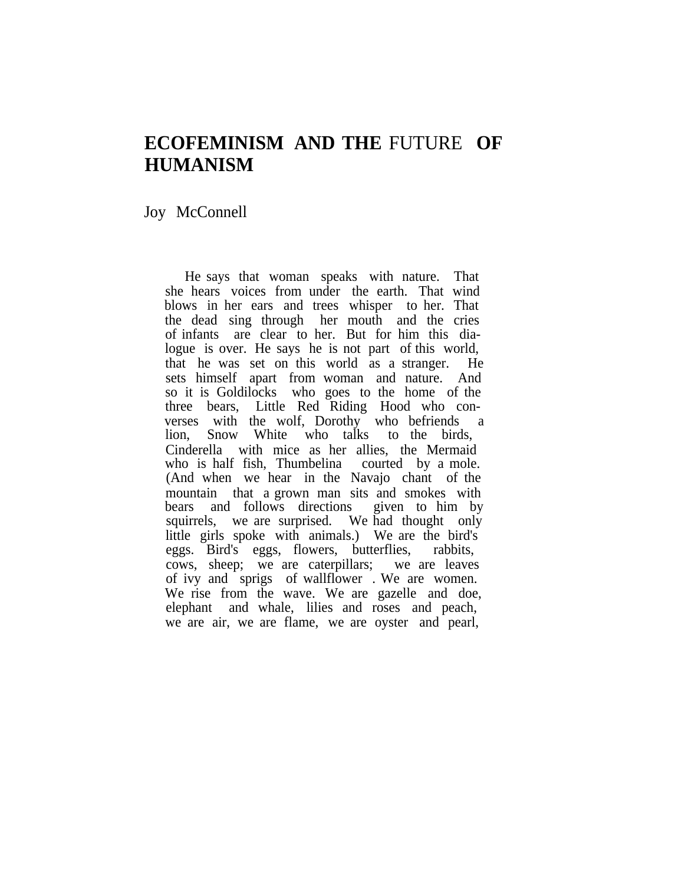# ECOFEMINISM AND THE FUTURE OF HUMANISM

Joy McConnell

He says that woman speaks with nature. That she hears voices from under the earth. That wind blows in her ears and trees whisper to her. That the dead sing through her mouth and the cries of infants are clear to her. But for him this dialogue is over. He says he is not part of this world, that he was set on this world as a stranger. He sets himself apart from woman and nature. And so it is Goldilocks who goes to the home of the three bears, Little Red Riding Hood who converses with the wolf, Dorothy who befriends a lion, Snow White who talks to the birds, Cinderella with mice as her allies, the Mermaid who is half fish, Thumbelina courted by a mole. (And when we hear in the Navajo chant of the mountain that a grown man sits and smokes with bears and follows directions given to him by squirrels, we are surprised. We had thought only little girls spoke with animals.) We are the bird's eggs. Bird's eggs, flowers, butterflies, rabbits, cows, sheep; we are caterpillars; we are leaves of ivy and sprigs of wallflower . We are women. We rise from the wave. We are gazelle and doe, elephant and whale, lilies and roses and peach, we are air, we are flame, we are oyster and pearl,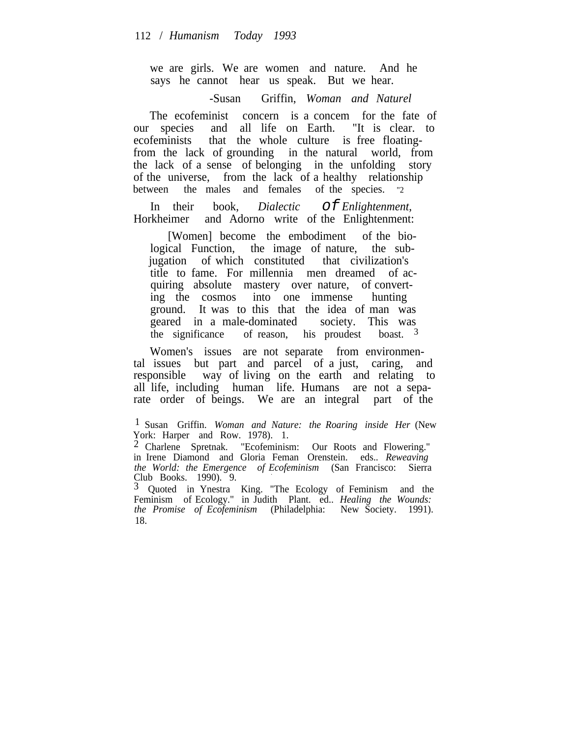> we are girls. We are women and nature. And he says he cannot hear us speak. But we hear.
>
> -Susan Griffin, *Woman and Nature*[1]

The ecofeminist concern is a concem for the fate of our species and all life on Earth. "It is clear. to ecofeminists that the whole culture is free floating- from the lack of grounding in the natural world, from the lack of a sense of belonging in the unfolding story of the universe, from the lack of a healthy relationship between the males and females of the species. "[2]

In their book, *Dialectic of Enlightenment*, Horkheimer and Adorno write of the Enlightenment:

> [Women] become the embodiment of the biological Function, the image of nature, the subjugation of which constituted that civilization's title to fame. For millennia men dreamed of acquiring absolute mastery over nature, of converting the cosmos into one immense hunting ground. It was to this that the idea of man was geared in a male-dominated society. This was the significance of reason, his proudest boast. [3]

Women's issues are not separate from environmental issues but part and parcel of a just, caring, and responsible way of living on the earth and relating to all life, including human life. Humans are not a separate order of beings. We are an integral part of the

---

[1] Susan Griffin. *Woman and Nature: the Roaring inside Her* (New York: Harper and Row. 1978). 1.

[2] Charlene Spretnak. "Ecofeminism: Our Roots and Flowering." in Irene Diamond and Gloria Feman Orenstein. eds.. *Reweaving the World: the Emergence of Ecofeminism* (San Francisco: Sierra Club Books. 1990). 9.

[3] Quoted in Ynestra King. "The Ecology of Feminism and the Feminism of Ecology." in Judith Plant. ed.. *Healing the Wounds: the Promise of Ecofeminism* (Philadelphia: New Society. 1991). 18.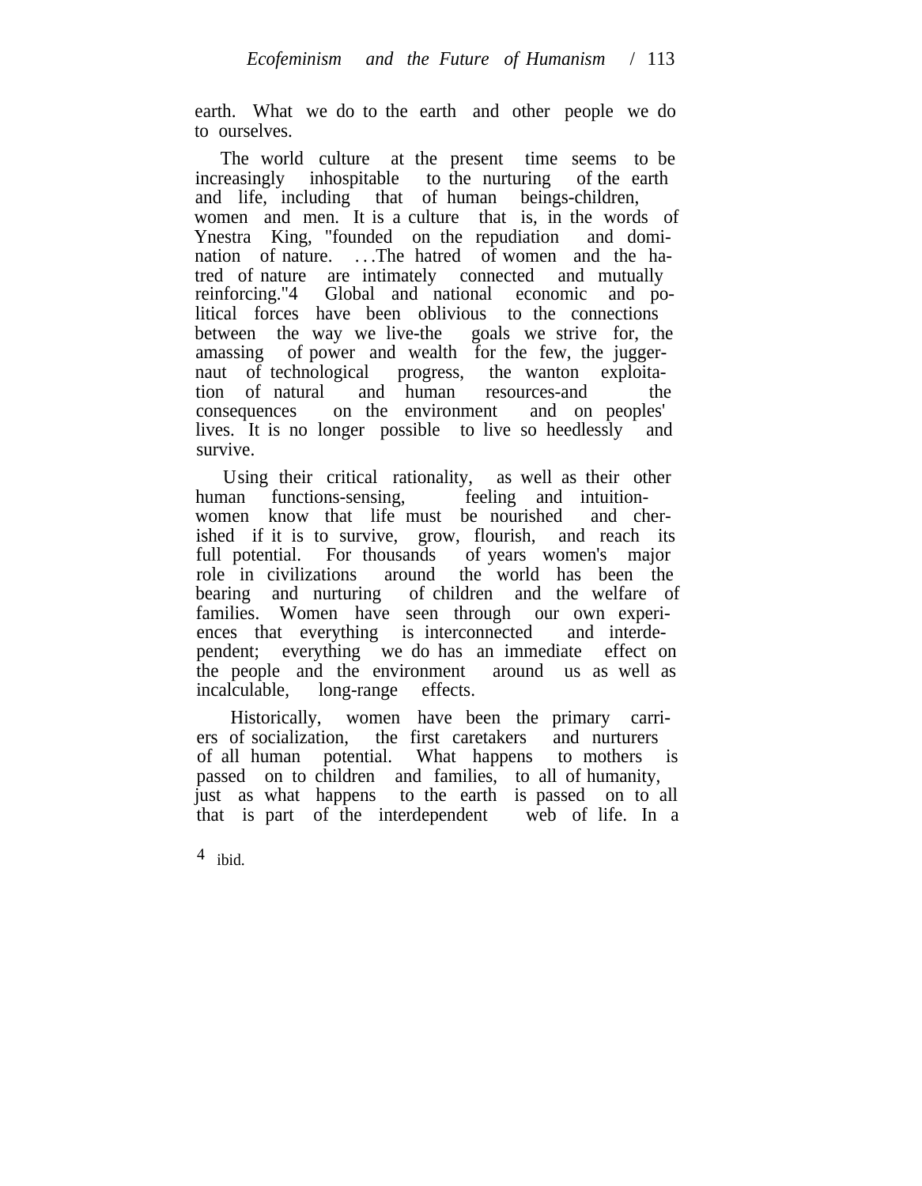earth. What we do to the earth and other people we do to ourselves.

The world culture at the present time seems to be increasingly inhospitable to the nurturing of the earth and life, including that of human beings-children, women and men. It is a culture that is, in the words of Ynestra King, "founded on the repudiation and domination of nature. . . .The hatred of women and the hatred of nature are intimately connected and mutually reinforcing."[4] Global and national economic and political forces have been oblivious to the connections between the way we live-the goals we strive for, the amassing of power and wealth for the few, the juggernaut of technological progress, the wanton exploitation of natural and human resources-and the consequences on the environment and on peoples' lives. It is no longer possible to live so heedlessly and survive.

Using their critical rationality, as well as their other human functions-sensing, feeling and intuition-women know that life must be nourished and cherished if it is to survive, grow, flourish, and reach its full potential. For thousands of years women's major role in civilizations around the world has been the bearing and nurturing of children and the welfare of families. Women have seen through our own experiences that everything is interconnected and interdependent; everything we do has an immediate effect on the people and the environment around us as well as incalculable, long-range effects.

Historically, women have been the primary carriers of socialization, the first caretakers and nurturers of all human potential. What happens to mothers is passed on to children and families, to all of humanity, just as what happens to the earth is passed on to all that is part of the interdependent web of life. In a

[4] ibid.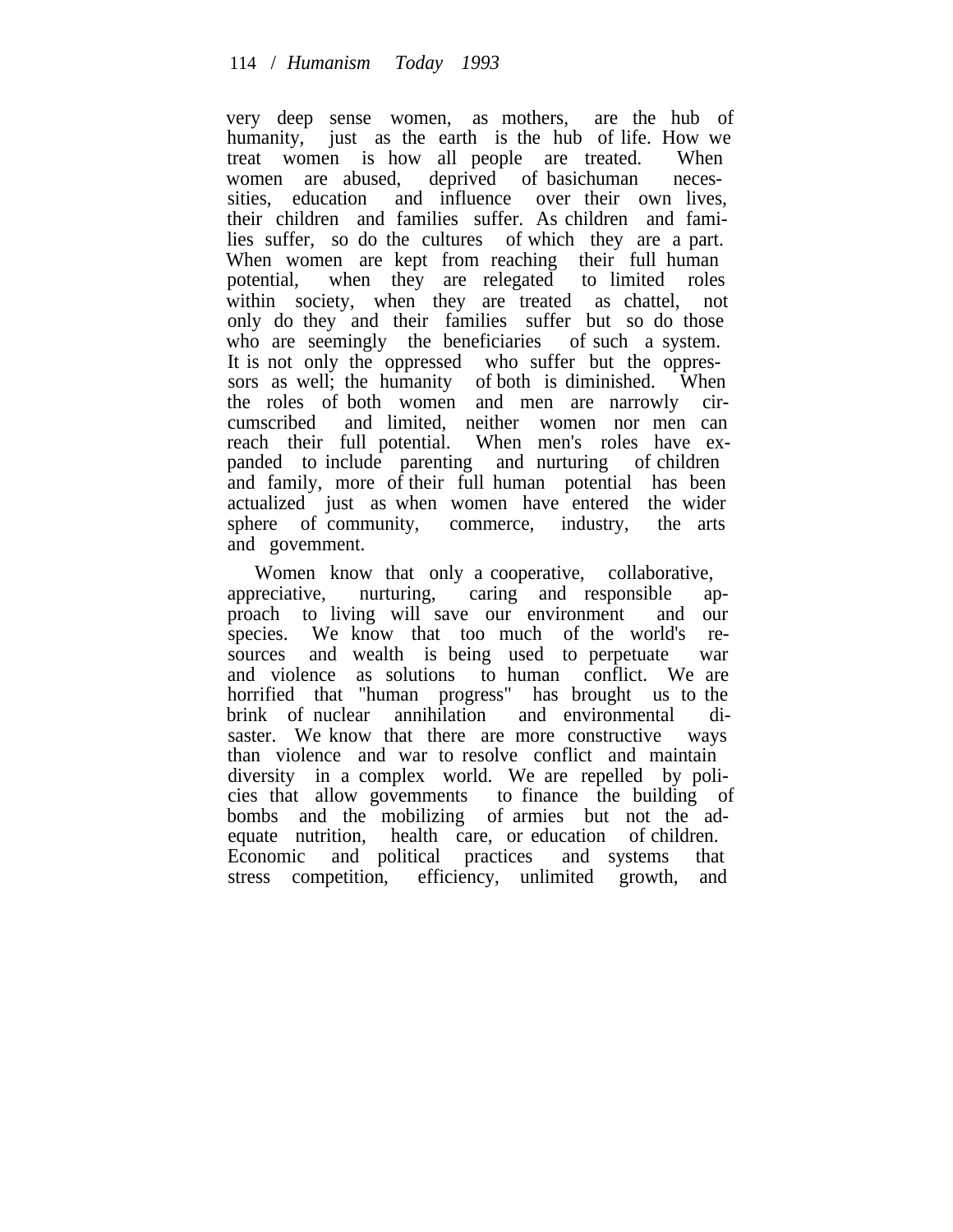very deep sense women, as mothers, are the hub of humanity, just as the earth is the hub of life. How we treat women is how all people are treated. When women are abused, deprived of basichuman necessities, education and influence over their own lives, their children and families suffer. As children and families suffer, so do the cultures of which they are a part. When women are kept from reaching their full human potential, when they are relegated to limited roles within society, when they are treated as chattel, not only do they and their families suffer but so do those who are seemingly the beneficiaries of such a system. It is not only the oppressed who suffer but the oppressors as well; the humanity of both is diminished. When the roles of both women and men are narrowly circumscribed and limited, neither women nor men can reach their full potential. When men's roles have expanded to include parenting and nurturing of children and family, more of their full human potential has been actualized just as when women have entered the wider sphere of community, commerce, industry, the arts and govemment.

Women know that only a cooperative, collaborative, appreciative, nurturing, caring and responsible approach to living will save our environment and our species. We know that too much of the world's resources and wealth is being used to perpetuate war and violence as solutions to human conflict. We are horrified that "human progress" has brought us to the brink of nuclear annihilation and environmental disaster. We know that there are more constructive ways than violence and war to resolve conflict and maintain diversity in a complex world. We are repelled by policies that allow govemments to finance the building of bombs and the mobilizing of armies but not the adequate nutrition, health care, or education of children. Economic and political practices and systems that stress competition, efficiency, unlimited growth, and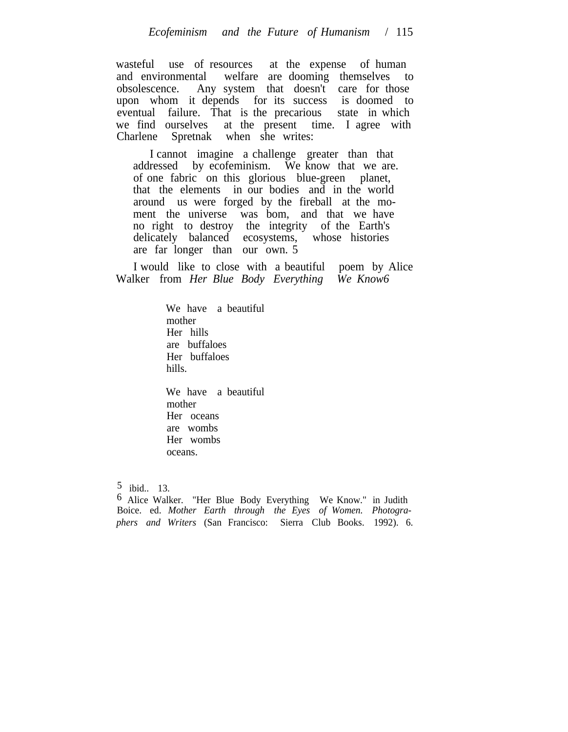wasteful use of resources at the expense of human and environmental welfare are dooming themselves to obsolescence. Any system that doesn't care for those upon whom it depends for its success is doomed to eventual failure. That is the precarious state in which we find ourselves at the present time. I agree with Charlene Spretnak when she writes:

> I cannot imagine a challenge greater than that addressed by ecofeminism. We know that we are. of one fabric on this glorious blue-green planet, that the elements in our bodies and in the world around us were forged by the fireball at the moment the universe was bom, and that we have no right to destroy the integrity of the Earth's delicately balanced ecosystems, whose histories are far longer than our own. [5]

I would like to close with a beautiful poem by Alice Walker from *Her Blue Body Everything We Know*[6]

> We have a beautiful  
> mother  
> Her hills  
> are buffaloes  
> Her buffaloes  
> hills.
>
> We have a beautiful  
> mother  
> Her oceans  
> are wombs  
> Her wombs  
> oceans.

[5] ibid.. 13.

[6] Alice Walker. "Her Blue Body Everything We Know." in Judith Boice. ed. *Mother Earth through the Eyes of Women. Photographers and Writers* (San Francisco: Sierra Club Books. 1992). 6.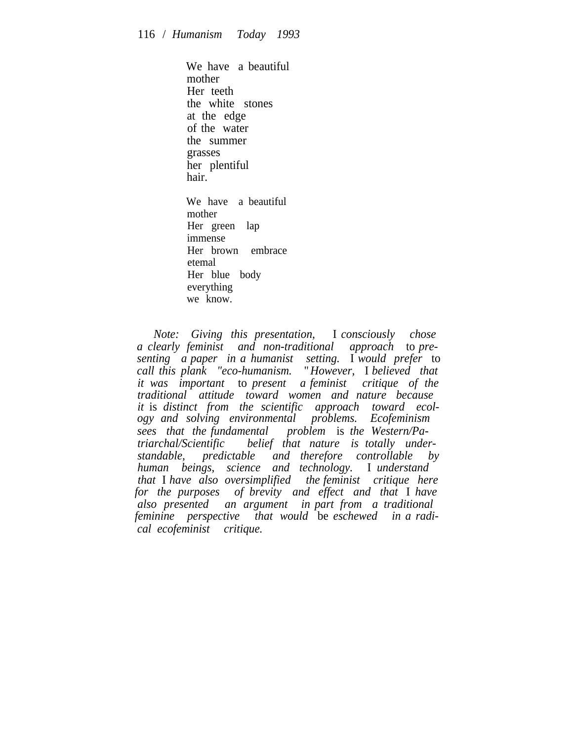We have a beautiful  
mother  
Her teeth  
the white stones  
at the edge  
of the water  
the summer  
grasses  
her plentiful  
hair.

We have a beautiful  
mother  
Her green lap  
immense  
Her brown embrace  
etemal  
Her blue body  
everything  
we know.

*Note: Giving this presentation,* I *consciously chose a clearly feminist and non-traditional approach* to *presenting a paper in a humanist setting.* I *would prefer* to *call this plank "eco-humanism."* *However,* I *believed that it was important* to *present a feminist critique of the traditional attitude toward women and nature because it* is *distinct from the scientific approach toward ecology and solving environmental problems. Ecofeminism sees that the fundamental problem* is *the Western/Patriarchal/Scientific belief that nature is totally understandable, predictable and therefore controllable by human beings, science and technology.* I *understand that* I *have also oversimplified the feminist critique here for the purposes of brevity and effect and that* I *have also presented an argument in part from a traditional feminine perspective that would* be *eschewed in a radical ecofeminist critique.*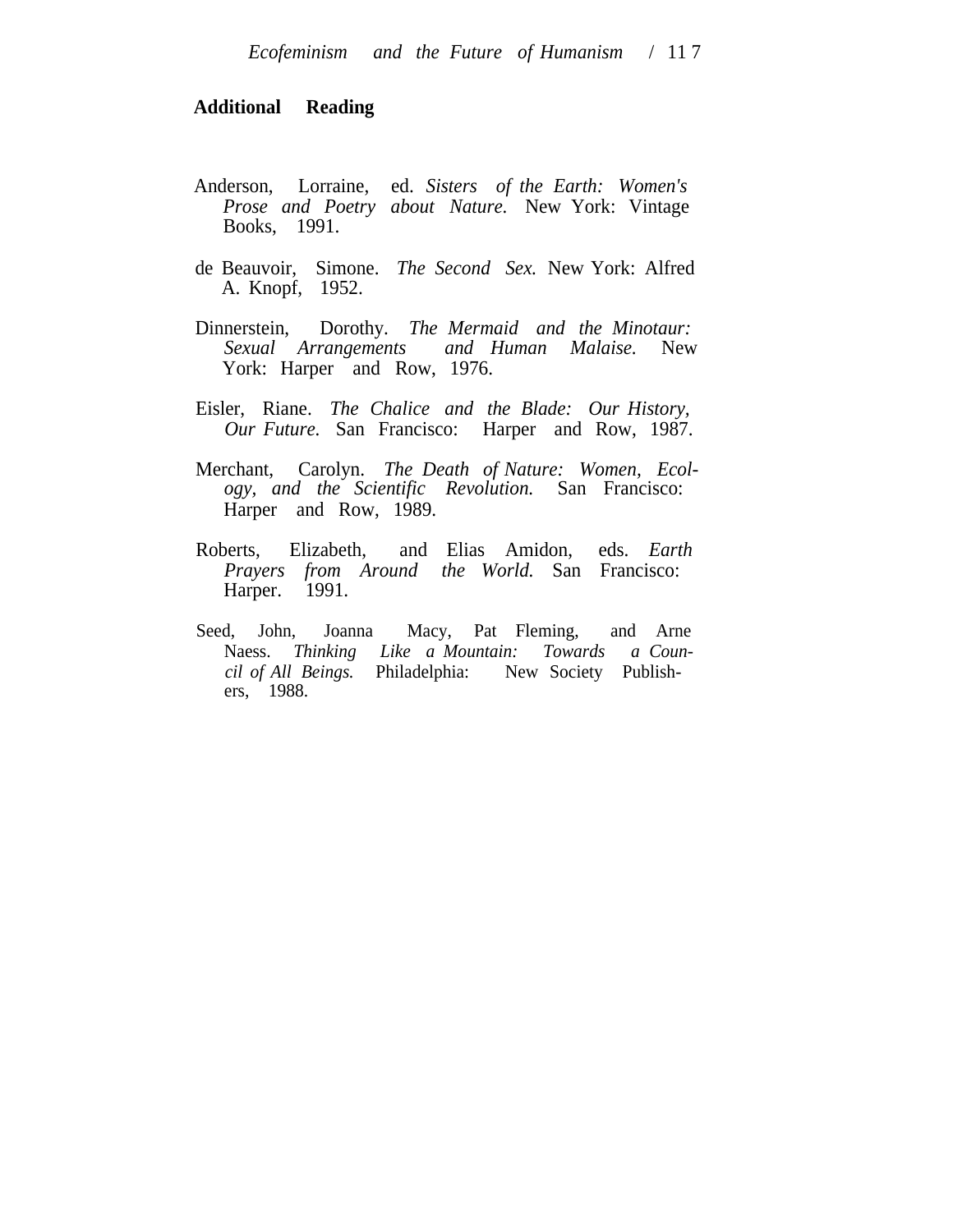## Additional Reading

Anderson, Lorraine, ed. *Sisters of the Earth: Women's Prose and Poetry about Nature.* New York: Vintage Books, 1991.

de Beauvoir, Simone. *The Second Sex.* New York: Alfred A. Knopf, 1952.

Dinnerstein, Dorothy. *The Mermaid and the Minotaur: Sexual Arrangements and Human Malaise.* New York: Harper and Row, 1976.

Eisler, Riane. *The Chalice and the Blade: Our History, Our Future.* San Francisco: Harper and Row, 1987.

Merchant, Carolyn. *The Death of Nature: Women, Ecology, and the Scientific Revolution.* San Francisco: Harper and Row, 1989.

Roberts, Elizabeth, and Elias Amidon, eds. *Earth Prayers from Around the World.* San Francisco: Harper. 1991.

Seed, John, Joanna Macy, Pat Fleming, and Arne Naess. *Thinking Like a Mountain: Towards a Council of All Beings.* Philadelphia: New Society Publishers, 1988.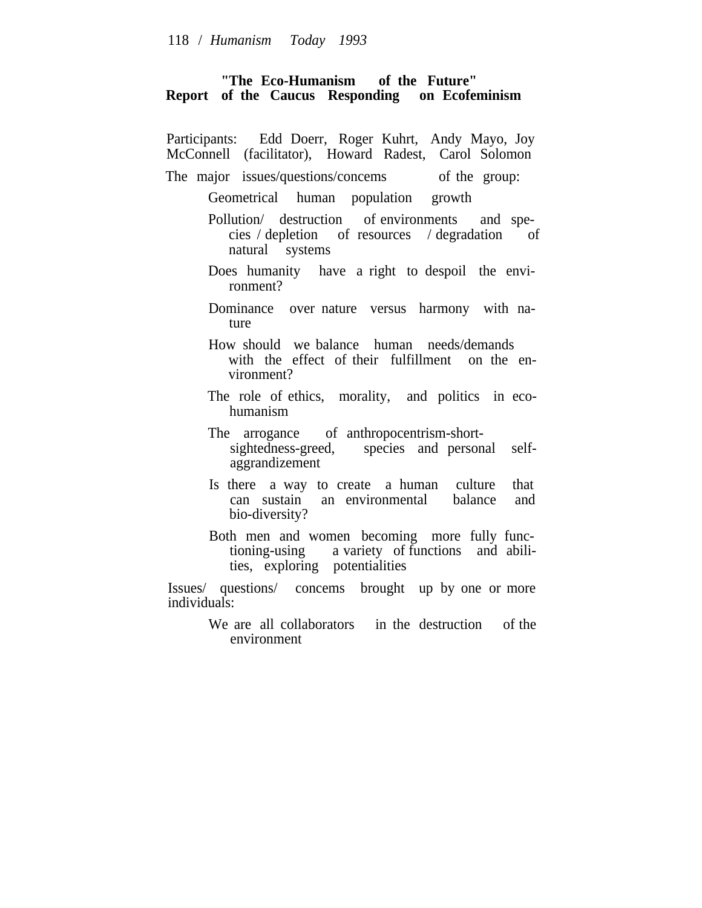## "The Eco-Humanism of the Future"
## Report of the Caucus Responding on Ecofeminism

Participants: Edd Doerr, Roger Kuhrt, Andy Mayo, Joy McConnell (facilitator), Howard Radest, Carol Solomon

The major issues/questions/concems of the group:

- Geometrical human population growth
- Pollution/ destruction of environments and species / depletion of resources / degradation of natural systems
- Does humanity have a right to despoil the environment?
- Dominance over nature versus harmony with nature
- How should we balance human needs/demands with the effect of their fulfillment on the environment?
- The role of ethics, morality, and politics in eco-humanism
- The arrogance of anthropocentrism-shortsightedness-greed, species and personal self-aggrandizement
- Is there a way to create a human culture that can sustain an environmental balance and bio-diversity?
- Both men and women becoming more fully functioning-using a variety of functions and abilities, exploring potentialities

Issues/ questions/ concems brought up by one or more individuals:

- We are all collaborators in the destruction of the environment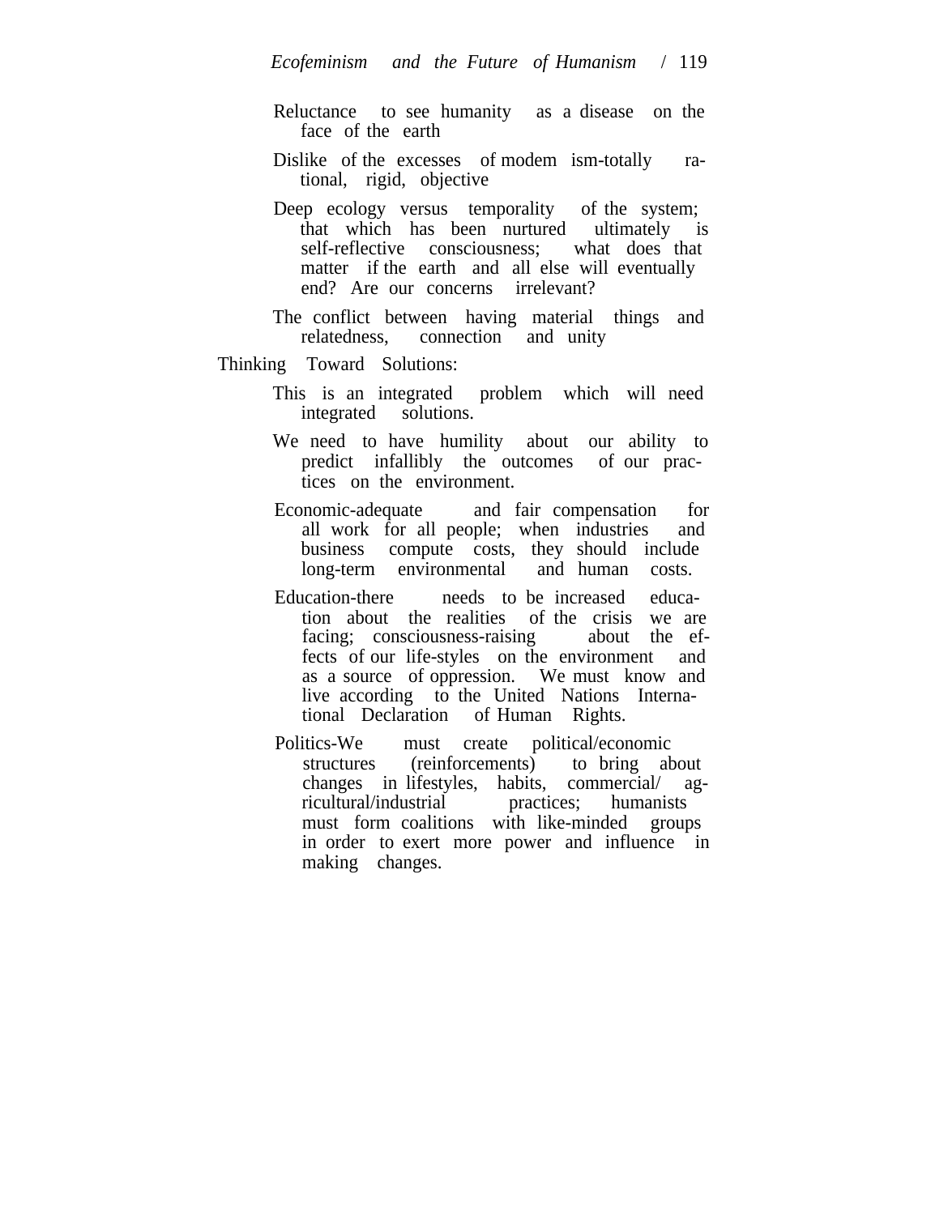- Reluctance to see humanity as a disease on the face of the earth
- Dislike of the excesses of modem ism-totally rational, rigid, objective
- Deep ecology versus temporality of the system; that which has been nurtured ultimately is self-reflective consciousness; what does that matter if the earth and all else will eventually end? Are our concerns irrelevant?
- The conflict between having material things and relatedness, connection and unity

Thinking Toward Solutions:

- This is an integrated problem which will need integrated solutions.
- We need to have humility about our ability to predict infallibly the outcomes of our practices on the environment.
- Economic-adequate and fair compensation for all work for all people; when industries and business compute costs, they should include long-term environmental and human costs.
- Education-there needs to be increased education about the realities of the crisis we are facing; consciousness-raising about the effects of our life-styles on the environment and as a source of oppression. We must know and live according to the United Nations International Declaration of Human Rights.
- Politics-We must create political/economic structures (reinforcements) to bring about changes in lifestyles, habits, commercial/agricultural/industrial practices; humanists must form coalitions with like-minded groups in order to exert more power and influence in making changes.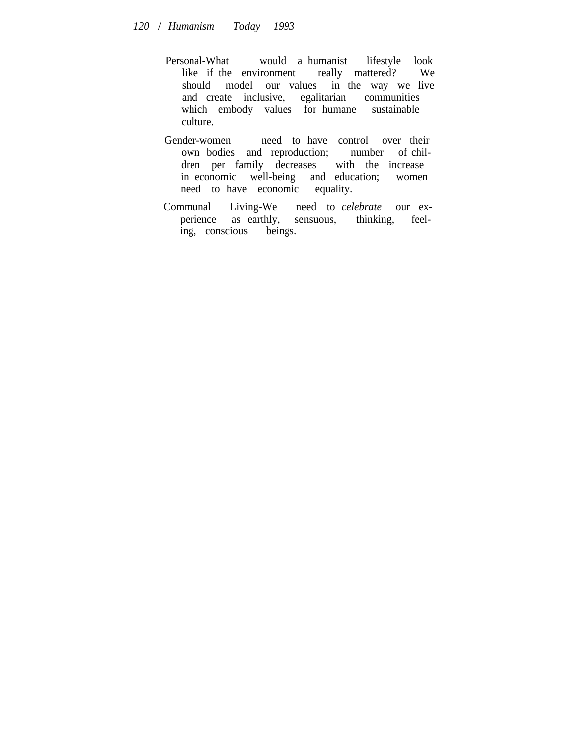Personal-What would a humanist lifestyle look like if the environment really mattered? We should model our values in the way we live and create inclusive, egalitarian communities which embody values for humane sustainable culture.

Gender-women need to have control over their own bodies and reproduction; number of children per family decreases with the increase in economic well-being and education; women need to have economic equality.

Communal Living-We need to *celebrate* our experience as earthly, sensuous, thinking, feeling, conscious beings.